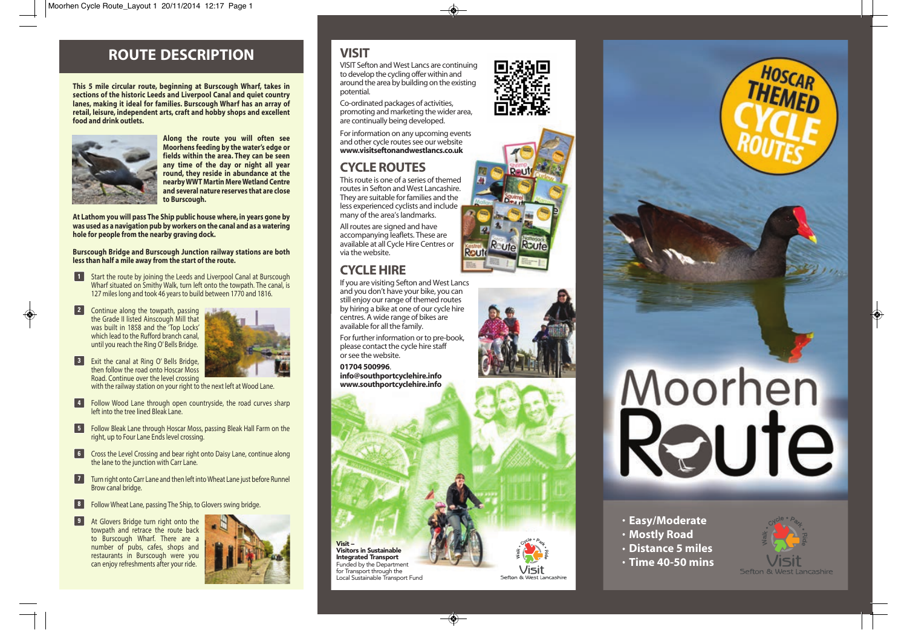## ROUTE DESCRIPTION

**This 5 mile circular route, beginning at Burscough Wharf, takes in sections of the historic Leeds and Liverpool Canal and quiet country lanes, making it ideal for families. Burscough Wharf has an array of retail, leisure, independent arts, craft and hobby shops and excellent food and drink outlets.**

**Along the route you will often see Moorhens feeding by the water's edge or fields within the area. They can be seen any time of the day or night all year round, they reside in abundance at the nearby WWT Martin Mere Wetland Centre and several nature reserves that are close to Burscough.**

**At Lathom you will pass The Ship public house where, in years gone by was used as a navigation pub by workers on the canal and as a watering hole for people from the nearby graving dock.**

**Burscough Bridge and Burscough Junction railway stations are both less than half a mile away from the start of the route.**

1. Start the route by joining the Leeds and Liverpool Canal at Burscough Wharf situated on Smithy Walk, turn left onto the towpath. The canal, is 127 miles long and took 46 years to build between 1770 and 1816.
2. Continue along the towpath, passing the Grade II listed Ainscough Mill that was built in 1858 and the 'Top Locks' which lead to the Rufford branch canal, until you reach the Ring O' Bells Bridge.
3. Exit the canal at Ring O' Bells Bridge, then follow the road onto Hoscar Moss Road. Continue over the level crossing with the railway station on your right to the next left at Wood Lane.
4. Follow Wood Lane through open countryside, the road curves sharp left into the tree lined Bleak Lane.
5. Follow Bleak Lane through Hoscar Moss, passing Bleak Hall Farm on the right, up to Four Lane Ends level crossing.
6. Cross the Level Crossing and bear right onto Daisy Lane, continue along the lane to the junction with Carr Lane.
7. Turn right onto Carr Lane and then left into Wheat Lane just before Runnel Brow canal bridge.
8. Follow Wheat Lane, passing The Ship, to Glovers swing bridge.
9. At Glovers Bridge turn right onto the towpath and retrace the route back to Burscough Wharf. There are a number of pubs, cafes, shops and restaurants in Burscough were you can enjoy refreshments after your ride.

## VISIT

VISIT Sefton and West Lancs are continuing to develop the cycling offer within and around the area by building on the existing potential.

Co-ordinated packages of activities, promoting and marketing the wider area, are continually being developed.

For information on any upcoming events and other cycle routes see our website **www.visitseftonandwestlancs.co.uk**

## CYCLE ROUTES

This route is one of a series of themed routes in Sefton and West Lancashire. They are suitable for families and the less experienced cyclists and include many of the area's landmarks.

All routes are signed and have accompanying leaflets. These are available at all Cycle Hire Centres or via the website.

## CYCLE HIRE

If you are visiting Sefton and West Lancs and you don't have your bike, you can still enjoy our range of themed routes by hiring a bike at one of our cycle hire centres. A wide range of bikes are available for all the family.

For further information or to pre-book, please contact the cycle hire staff or see the website.

**01704 500996**.
**info@southportcyclehire.info**
**www.southportcyclehire.info**

**Visit – Visitors in Sustainable Integrated Transport**
Funded by the Department for Transport through the Local Sustainable Transport Fund

Walk • Cycle • Park • Ride — Visit Sefton & West Lancashire

# HOSCAR THEMED CYCLE ROUTES

# Moorhen Route

- **Easy/Moderate**
- **Mostly Road**
- **Distance 5 miles**
- **Time 40-50 mins**

Walk • Cycle • Park • Ride — Visit Sefton & West Lancashire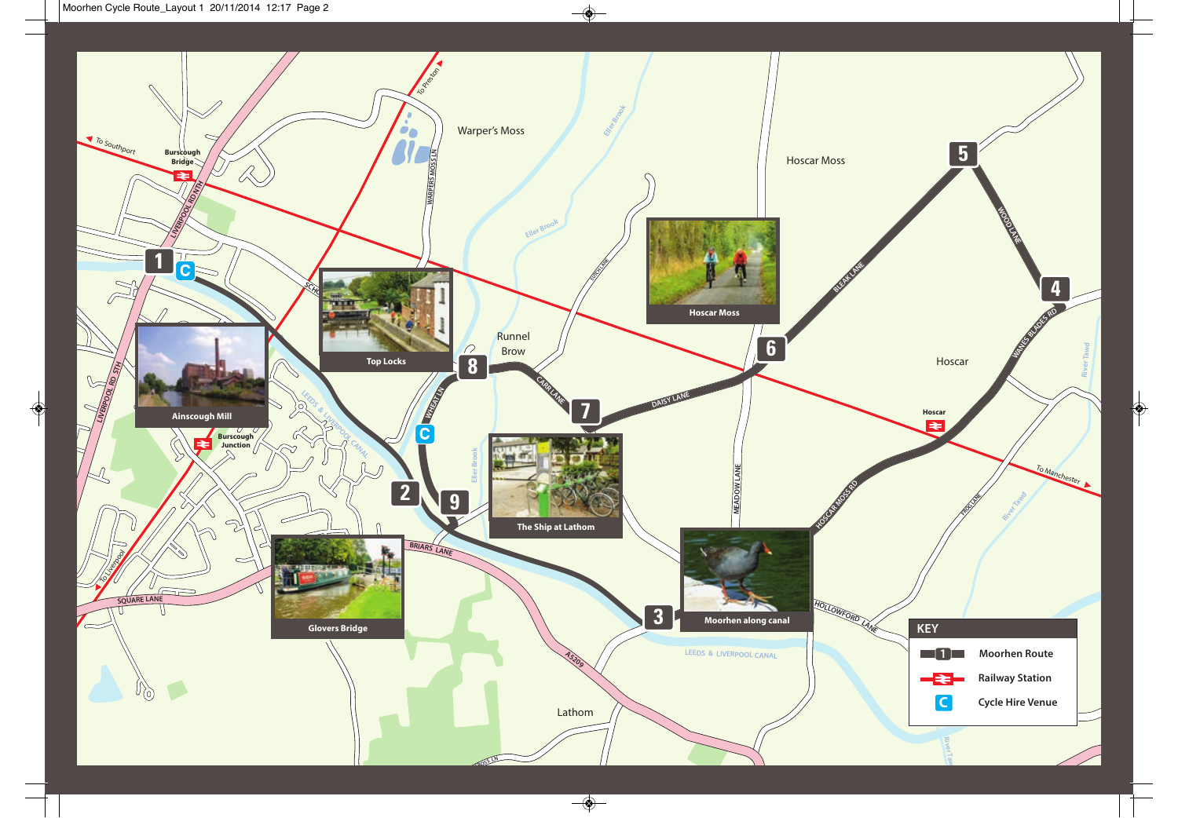Warper's Moss

Hoscar Moss

Runnel Brow

Hoscar

Lathom

Burscough Bridge

Burscough Junction

Hoscar

To Southport

To Preston

To Manchester

To Liverpool

LIVERPOOL RD NTH

LIVERPOOL RD STH

WARPERS MOSS LN

WHEAT LN

CARR LANE

DAISY LANE

BLEAK LANE

WOOD LANE

WANES BLADES RD

HOSCAR MOSS RD

MEADOW LANE

HOLLOWFORD LANE

BRIARS LANE

SQUARE LANE

A5209

LEEDS & LIVERPOOL CANAL

Eller Brook

River Tawd

Top Locks

Ainscough Mill

Hoscar Moss

The Ship at Lathom

Glovers Bridge

Moorhen along canal

## KEY

- 1 Moorhen Route
- Railway Station
- C Cycle Hire Venue